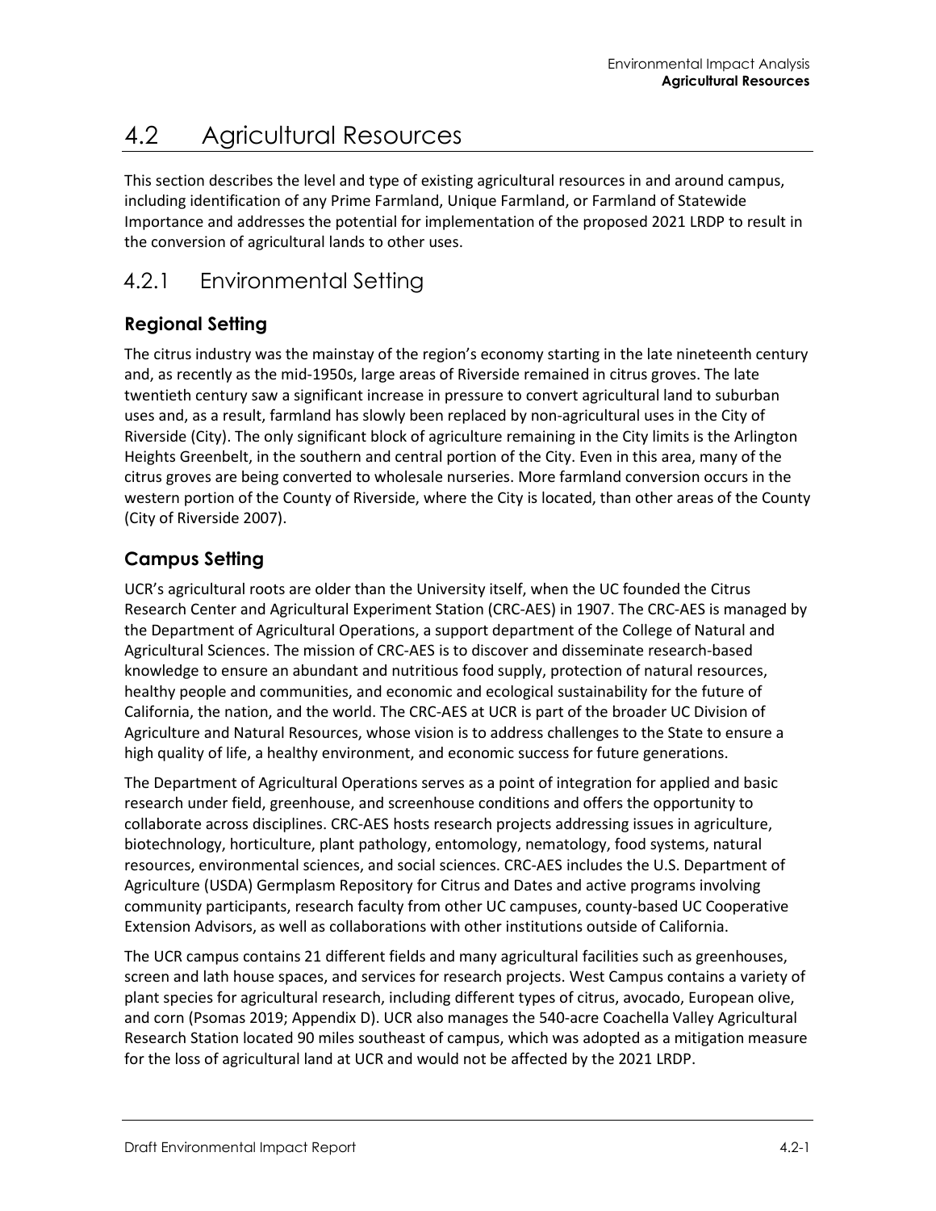# 4.2 Agricultural Resources

This section describes the level and type of existing agricultural resources in and around campus, including identification of any Prime Farmland, Unique Farmland, or Farmland of Statewide Importance and addresses the potential for implementation of the proposed 2021 LRDP to result in the conversion of agricultural lands to other uses.

## 4.2.1 Environmental Setting

### Regional Setting

The citrus industry was the mainstay of the region's economy starting in the late nineteenth century and, as recently as the mid-1950s, large areas of Riverside remained in citrus groves. The late twentieth century saw a significant increase in pressure to convert agricultural land to suburban uses and, as a result, farmland has slowly been replaced by non-agricultural uses in the City of Riverside (City). The only significant block of agriculture remaining in the City limits is the Arlington Heights Greenbelt, in the southern and central portion of the City. Even in this area, many of the citrus groves are being converted to wholesale nurseries. More farmland conversion occurs in the western portion of the County of Riverside, where the City is located, than other areas of the County (City of Riverside 2007).

### Campus Setting

UCR's agricultural roots are older than the University itself, when the UC founded the Citrus Research Center and Agricultural Experiment Station (CRC-AES) in 1907. The CRC-AES is managed by the Department of Agricultural Operations, a support department of the College of Natural and Agricultural Sciences. The mission of CRC-AES is to discover and disseminate research-based knowledge to ensure an abundant and nutritious food supply, protection of natural resources, healthy people and communities, and economic and ecological sustainability for the future of California, the nation, and the world. The CRC-AES at UCR is part of the broader UC Division of Agriculture and Natural Resources, whose vision is to address challenges to the State to ensure a high quality of life, a healthy environment, and economic success for future generations.

The Department of Agricultural Operations serves as a point of integration for applied and basic research under field, greenhouse, and screenhouse conditions and offers the opportunity to collaborate across disciplines. CRC-AES hosts research projects addressing issues in agriculture, biotechnology, horticulture, plant pathology, entomology, nematology, food systems, natural resources, environmental sciences, and social sciences. CRC-AES includes the U.S. Department of Agriculture (USDA) Germplasm Repository for Citrus and Dates and active programs involving community participants, research faculty from other UC campuses, county-based UC Cooperative Extension Advisors, as well as collaborations with other institutions outside of California.

The UCR campus contains 21 different fields and many agricultural facilities such as greenhouses, screen and lath house spaces, and services for research projects. West Campus contains a variety of plant species for agricultural research, including different types of citrus, avocado, European olive, and corn (Psomas 2019; Appendix D). UCR also manages the 540-acre Coachella Valley Agricultural Research Station located 90 miles southeast of campus, which was adopted as a mitigation measure for the loss of agricultural land at UCR and would not be affected by the 2021 LRDP.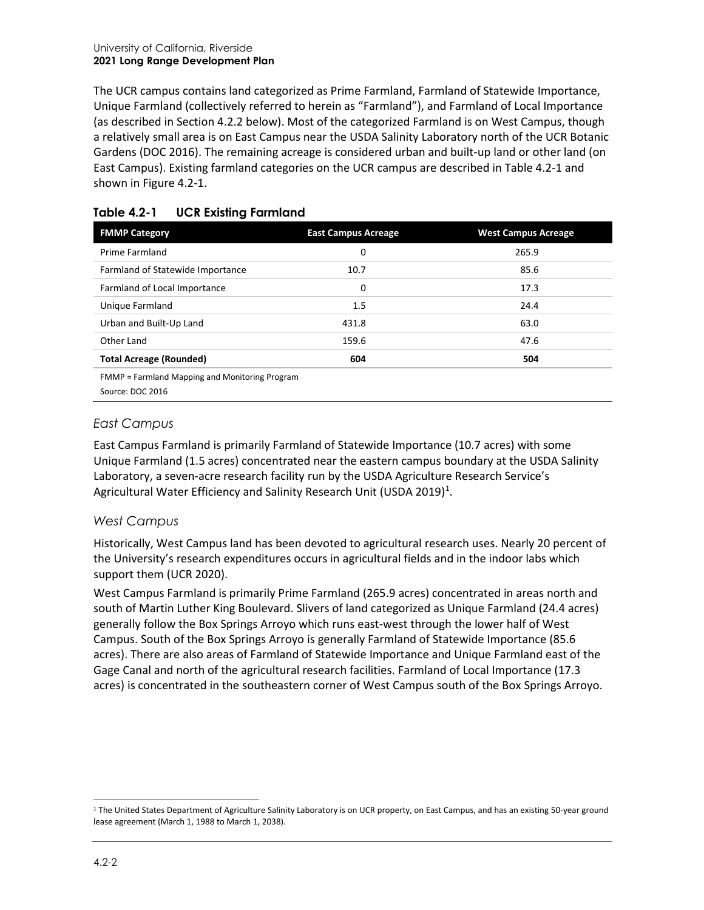The UCR campus contains land categorized as Prime Farmland, Farmland of Statewide Importance, Unique Farmland (collectively referred to herein as "Farmland"), and Farmland of Local Importance (as described in Section 4.2.2 below). Most of the categorized Farmland is on West Campus, though a relatively small area is on East Campus near the USDA Salinity Laboratory north of the UCR Botanic Gardens (DOC 2016). The remaining acreage is considered urban and built-up land or other land (on East Campus). Existing farmland categories on the UCR campus are described in Table 4.2-1 and shown in Figure 4.2-1.

**Table 4.2-1 UCR Existing Farmland**

| FMMP Category | East Campus Acreage | West Campus Acreage |
|---|---|---|
| Prime Farmland | 0 | 265.9 |
| Farmland of Statewide Importance | 10.7 | 85.6 |
| Farmland of Local Importance | 0 | 17.3 |
| Unique Farmland | 1.5 | 24.4 |
| Urban and Built-Up Land | 431.8 | 63.0 |
| Other Land | 159.6 | 47.6 |
| **Total Acreage (Rounded)** | **604** | **504** |

FMMP = Farmland Mapping and Monitoring Program

Source: DOC 2016

### *East Campus*

East Campus Farmland is primarily Farmland of Statewide Importance (10.7 acres) with some Unique Farmland (1.5 acres) concentrated near the eastern campus boundary at the USDA Salinity Laboratory, a seven-acre research facility run by the USDA Agriculture Research Service's Agricultural Water Efficiency and Salinity Research Unit (USDA 2019)[1].

### *West Campus*

Historically, West Campus land has been devoted to agricultural research uses. Nearly 20 percent of the University's research expenditures occurs in agricultural fields and in the indoor labs which support them (UCR 2020).

West Campus Farmland is primarily Prime Farmland (265.9 acres) concentrated in areas north and south of Martin Luther King Boulevard. Slivers of land categorized as Unique Farmland (24.4 acres) generally follow the Box Springs Arroyo which runs east-west through the lower half of West Campus. South of the Box Springs Arroyo is generally Farmland of Statewide Importance (85.6 acres). There are also areas of Farmland of Statewide Importance and Unique Farmland east of the Gage Canal and north of the agricultural research facilities. Farmland of Local Importance (17.3 acres) is concentrated in the southeastern corner of West Campus south of the Box Springs Arroyo.

[1] The United States Department of Agriculture Salinity Laboratory is on UCR property, on East Campus, and has an existing 50-year ground lease agreement (March 1, 1988 to March 1, 2038).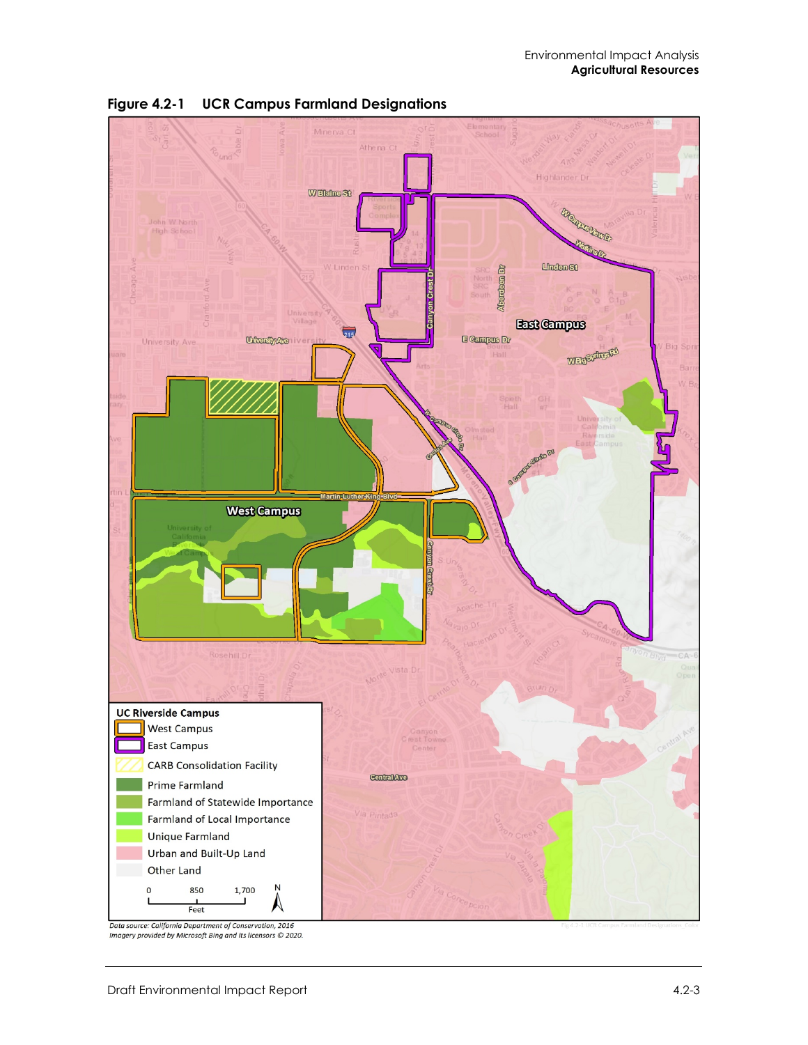**Figure 4.2-1 UCR Campus Farmland Designations**

*Data source: California Department of Conservation, 2016*
*Imagery provided by Microsoft Bing and its licensors © 2020.*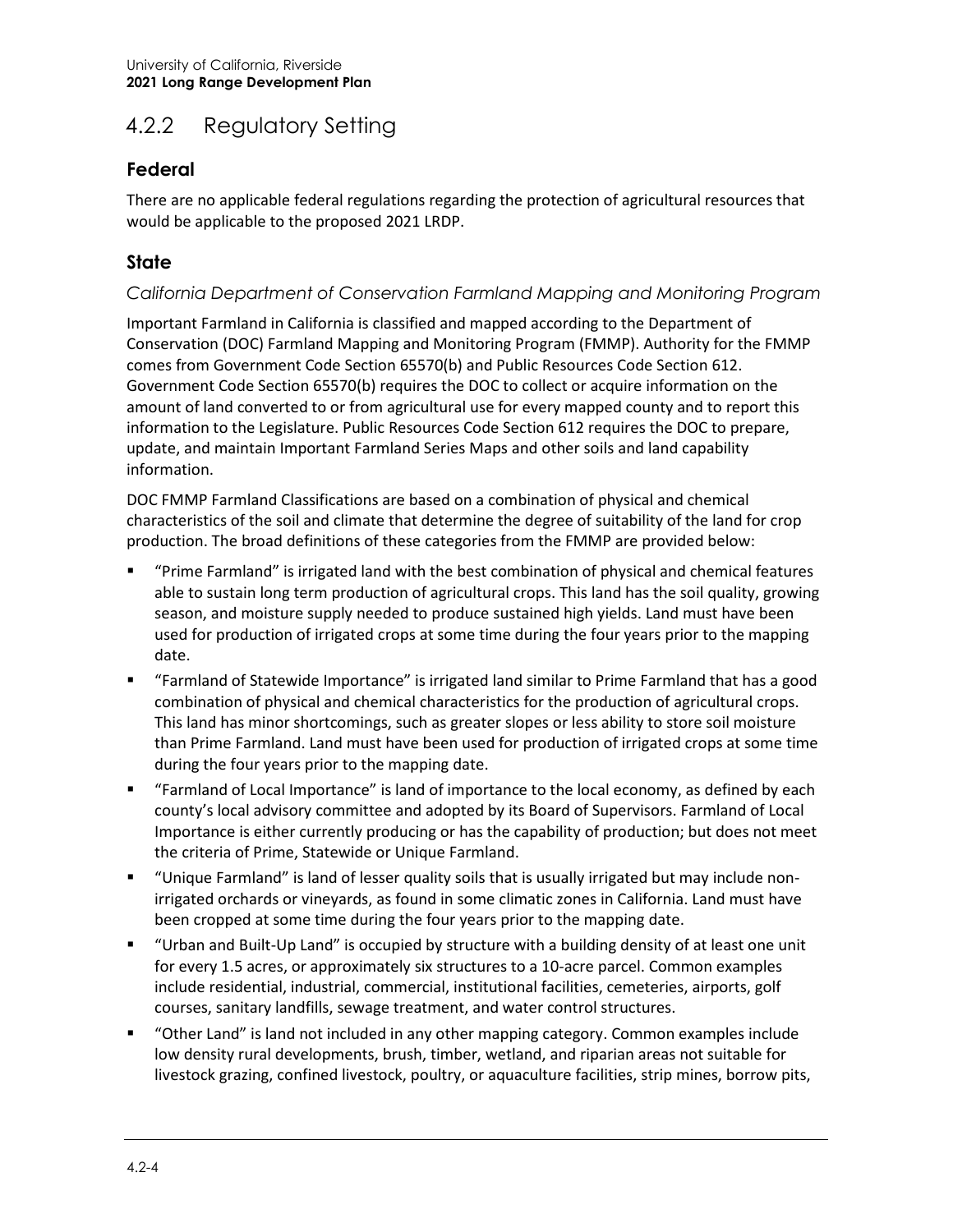## 4.2.2 Regulatory Setting

### Federal

There are no applicable federal regulations regarding the protection of agricultural resources that would be applicable to the proposed 2021 LRDP.

### State

*California Department of Conservation Farmland Mapping and Monitoring Program*

Important Farmland in California is classified and mapped according to the Department of Conservation (DOC) Farmland Mapping and Monitoring Program (FMMP). Authority for the FMMP comes from Government Code Section 65570(b) and Public Resources Code Section 612. Government Code Section 65570(b) requires the DOC to collect or acquire information on the amount of land converted to or from agricultural use for every mapped county and to report this information to the Legislature. Public Resources Code Section 612 requires the DOC to prepare, update, and maintain Important Farmland Series Maps and other soils and land capability information.

DOC FMMP Farmland Classifications are based on a combination of physical and chemical characteristics of the soil and climate that determine the degree of suitability of the land for crop production. The broad definitions of these categories from the FMMP are provided below:

- "Prime Farmland" is irrigated land with the best combination of physical and chemical features able to sustain long term production of agricultural crops. This land has the soil quality, growing season, and moisture supply needed to produce sustained high yields. Land must have been used for production of irrigated crops at some time during the four years prior to the mapping date.
- "Farmland of Statewide Importance" is irrigated land similar to Prime Farmland that has a good combination of physical and chemical characteristics for the production of agricultural crops. This land has minor shortcomings, such as greater slopes or less ability to store soil moisture than Prime Farmland. Land must have been used for production of irrigated crops at some time during the four years prior to the mapping date.
- "Farmland of Local Importance" is land of importance to the local economy, as defined by each county's local advisory committee and adopted by its Board of Supervisors. Farmland of Local Importance is either currently producing or has the capability of production; but does not meet the criteria of Prime, Statewide or Unique Farmland.
- "Unique Farmland" is land of lesser quality soils that is usually irrigated but may include non-irrigated orchards or vineyards, as found in some climatic zones in California. Land must have been cropped at some time during the four years prior to the mapping date.
- "Urban and Built-Up Land" is occupied by structure with a building density of at least one unit for every 1.5 acres, or approximately six structures to a 10-acre parcel. Common examples include residential, industrial, commercial, institutional facilities, cemeteries, airports, golf courses, sanitary landfills, sewage treatment, and water control structures.
- "Other Land" is land not included in any other mapping category. Common examples include low density rural developments, brush, timber, wetland, and riparian areas not suitable for livestock grazing, confined livestock, poultry, or aquaculture facilities, strip mines, borrow pits,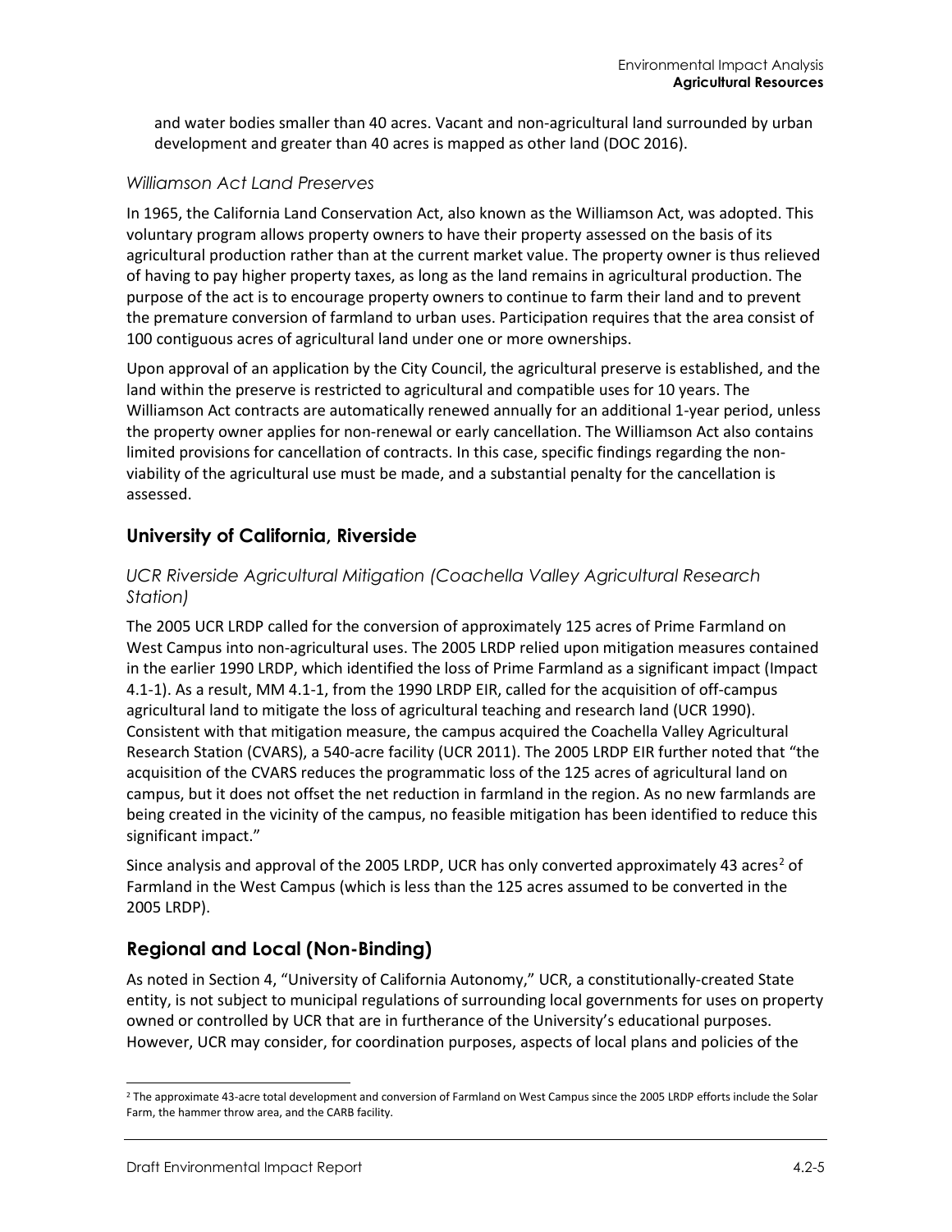and water bodies smaller than 40 acres. Vacant and non-agricultural land surrounded by urban development and greater than 40 acres is mapped as other land (DOC 2016).

*Williamson Act Land Preserves*

In 1965, the California Land Conservation Act, also known as the Williamson Act, was adopted. This voluntary program allows property owners to have their property assessed on the basis of its agricultural production rather than at the current market value. The property owner is thus relieved of having to pay higher property taxes, as long as the land remains in agricultural production. The purpose of the act is to encourage property owners to continue to farm their land and to prevent the premature conversion of farmland to urban uses. Participation requires that the area consist of 100 contiguous acres of agricultural land under one or more ownerships.

Upon approval of an application by the City Council, the agricultural preserve is established, and the land within the preserve is restricted to agricultural and compatible uses for 10 years. The Williamson Act contracts are automatically renewed annually for an additional 1-year period, unless the property owner applies for non-renewal or early cancellation. The Williamson Act also contains limited provisions for cancellation of contracts. In this case, specific findings regarding the non-viability of the agricultural use must be made, and a substantial penalty for the cancellation is assessed.

## University of California, Riverside

*UCR Riverside Agricultural Mitigation (Coachella Valley Agricultural Research Station)*

The 2005 UCR LRDP called for the conversion of approximately 125 acres of Prime Farmland on West Campus into non-agricultural uses. The 2005 LRDP relied upon mitigation measures contained in the earlier 1990 LRDP, which identified the loss of Prime Farmland as a significant impact (Impact 4.1-1). As a result, MM 4.1-1, from the 1990 LRDP EIR, called for the acquisition of off-campus agricultural land to mitigate the loss of agricultural teaching and research land (UCR 1990). Consistent with that mitigation measure, the campus acquired the Coachella Valley Agricultural Research Station (CVARS), a 540-acre facility (UCR 2011). The 2005 LRDP EIR further noted that "the acquisition of the CVARS reduces the programmatic loss of the 125 acres of agricultural land on campus, but it does not offset the net reduction in farmland in the region. As no new farmlands are being created in the vicinity of the campus, no feasible mitigation has been identified to reduce this significant impact."

Since analysis and approval of the 2005 LRDP, UCR has only converted approximately 43 acres[2] of Farmland in the West Campus (which is less than the 125 acres assumed to be converted in the 2005 LRDP).

## Regional and Local (Non-Binding)

As noted in Section 4, "University of California Autonomy," UCR, a constitutionally-created State entity, is not subject to municipal regulations of surrounding local governments for uses on property owned or controlled by UCR that are in furtherance of the University's educational purposes. However, UCR may consider, for coordination purposes, aspects of local plans and policies of the

[2] The approximate 43-acre total development and conversion of Farmland on West Campus since the 2005 LRDP efforts include the Solar Farm, the hammer throw area, and the CARB facility.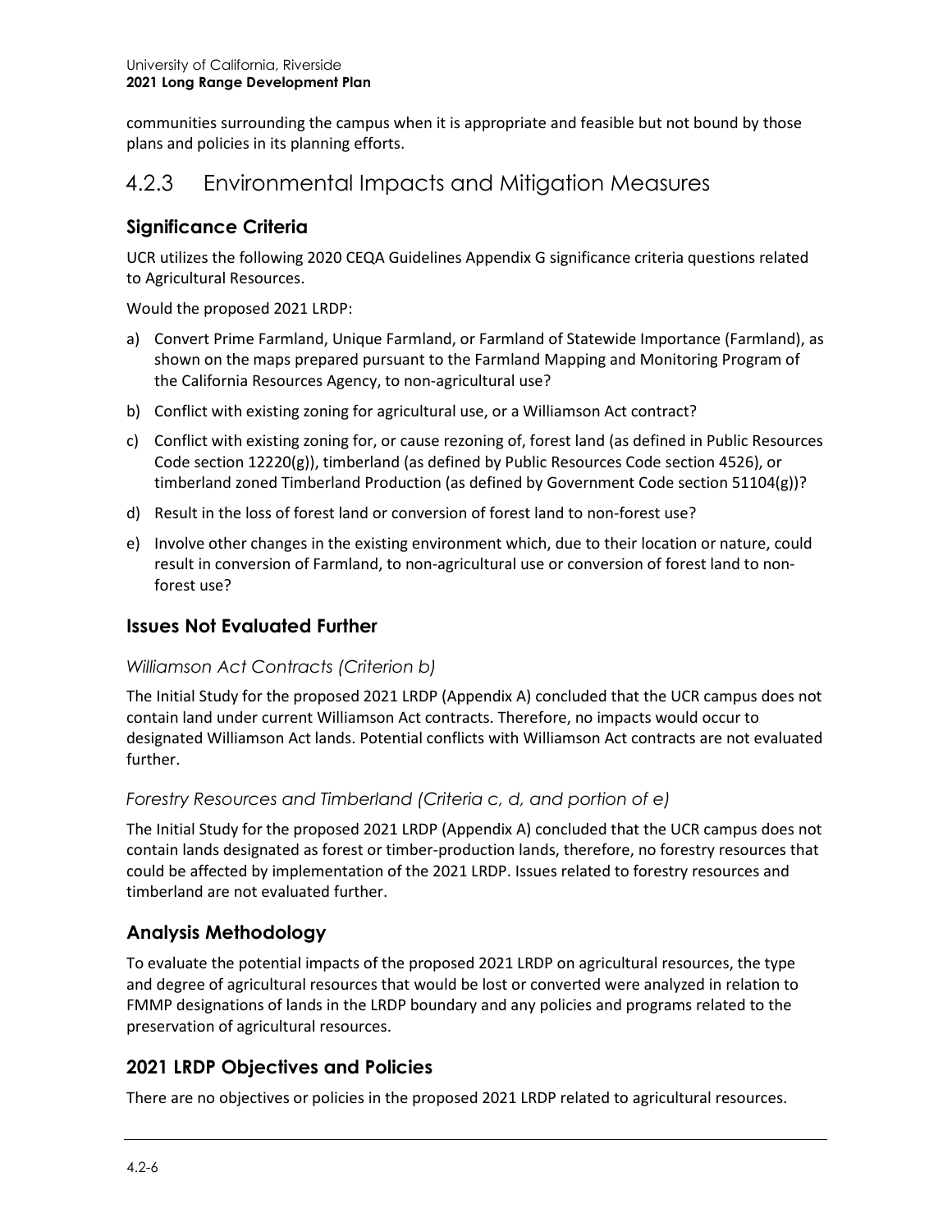communities surrounding the campus when it is appropriate and feasible but not bound by those plans and policies in its planning efforts.

## 4.2.3 Environmental Impacts and Mitigation Measures

### Significance Criteria

UCR utilizes the following 2020 CEQA Guidelines Appendix G significance criteria questions related to Agricultural Resources.

Would the proposed 2021 LRDP:

a) Convert Prime Farmland, Unique Farmland, or Farmland of Statewide Importance (Farmland), as shown on the maps prepared pursuant to the Farmland Mapping and Monitoring Program of the California Resources Agency, to non-agricultural use?

b) Conflict with existing zoning for agricultural use, or a Williamson Act contract?

c) Conflict with existing zoning for, or cause rezoning of, forest land (as defined in Public Resources Code section 12220(g)), timberland (as defined by Public Resources Code section 4526), or timberland zoned Timberland Production (as defined by Government Code section 51104(g))?

d) Result in the loss of forest land or conversion of forest land to non-forest use?

e) Involve other changes in the existing environment which, due to their location or nature, could result in conversion of Farmland, to non-agricultural use or conversion of forest land to non-forest use?

### Issues Not Evaluated Further

#### *Williamson Act Contracts (Criterion b)*

The Initial Study for the proposed 2021 LRDP (Appendix A) concluded that the UCR campus does not contain land under current Williamson Act contracts. Therefore, no impacts would occur to designated Williamson Act lands. Potential conflicts with Williamson Act contracts are not evaluated further.

#### *Forestry Resources and Timberland (Criteria c, d, and portion of e)*

The Initial Study for the proposed 2021 LRDP (Appendix A) concluded that the UCR campus does not contain lands designated as forest or timber-production lands, therefore, no forestry resources that could be affected by implementation of the 2021 LRDP. Issues related to forestry resources and timberland are not evaluated further.

### Analysis Methodology

To evaluate the potential impacts of the proposed 2021 LRDP on agricultural resources, the type and degree of agricultural resources that would be lost or converted were analyzed in relation to FMMP designations of lands in the LRDP boundary and any policies and programs related to the preservation of agricultural resources.

### 2021 LRDP Objectives and Policies

There are no objectives or policies in the proposed 2021 LRDP related to agricultural resources.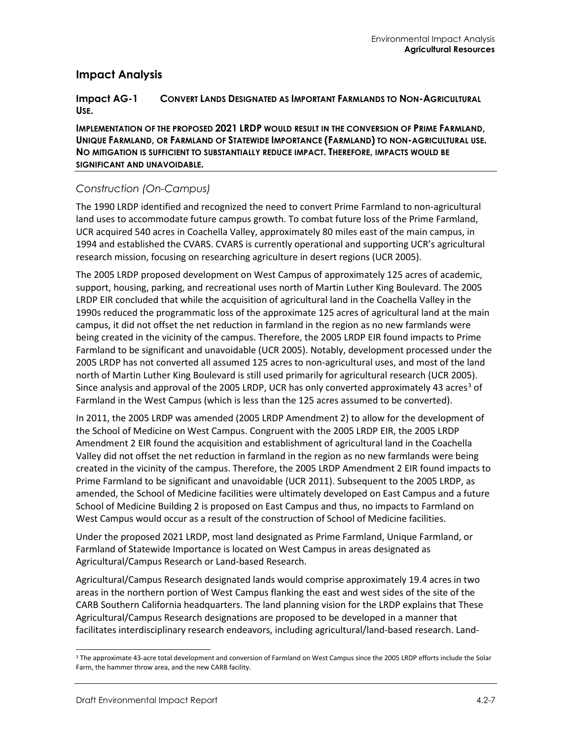## Impact Analysis

**Impact AG-1 CONVERT LANDS DESIGNATED AS IMPORTANT FARMLANDS TO NON-AGRICULTURAL USE.**

**IMPLEMENTATION OF THE PROPOSED 2021 LRDP WOULD RESULT IN THE CONVERSION OF PRIME FARMLAND, UNIQUE FARMLAND, OR FARMLAND OF STATEWIDE IMPORTANCE (FARMLAND) TO NON-AGRICULTURAL USE. NO MITIGATION IS SUFFICIENT TO SUBSTANTIALLY REDUCE IMPACT. THEREFORE, IMPACTS WOULD BE SIGNIFICANT AND UNAVOIDABLE.**

### *Construction (On-Campus)*

The 1990 LRDP identified and recognized the need to convert Prime Farmland to non-agricultural land uses to accommodate future campus growth. To combat future loss of the Prime Farmland, UCR acquired 540 acres in Coachella Valley, approximately 80 miles east of the main campus, in 1994 and established the CVARS. CVARS is currently operational and supporting UCR's agricultural research mission, focusing on researching agriculture in desert regions (UCR 2005).

The 2005 LRDP proposed development on West Campus of approximately 125 acres of academic, support, housing, parking, and recreational uses north of Martin Luther King Boulevard. The 2005 LRDP EIR concluded that while the acquisition of agricultural land in the Coachella Valley in the 1990s reduced the programmatic loss of the approximate 125 acres of agricultural land at the main campus, it did not offset the net reduction in farmland in the region as no new farmlands were being created in the vicinity of the campus. Therefore, the 2005 LRDP EIR found impacts to Prime Farmland to be significant and unavoidable (UCR 2005). Notably, development processed under the 2005 LRDP has not converted all assumed 125 acres to non-agricultural uses, and most of the land north of Martin Luther King Boulevard is still used primarily for agricultural research (UCR 2005). Since analysis and approval of the 2005 LRDP, UCR has only converted approximately 43 acres[3] of Farmland in the West Campus (which is less than the 125 acres assumed to be converted).

In 2011, the 2005 LRDP was amended (2005 LRDP Amendment 2) to allow for the development of the School of Medicine on West Campus. Congruent with the 2005 LRDP EIR, the 2005 LRDP Amendment 2 EIR found the acquisition and establishment of agricultural land in the Coachella Valley did not offset the net reduction in farmland in the region as no new farmlands were being created in the vicinity of the campus. Therefore, the 2005 LRDP Amendment 2 EIR found impacts to Prime Farmland to be significant and unavoidable (UCR 2011). Subsequent to the 2005 LRDP, as amended, the School of Medicine facilities were ultimately developed on East Campus and a future School of Medicine Building 2 is proposed on East Campus and thus, no impacts to Farmland on West Campus would occur as a result of the construction of School of Medicine facilities.

Under the proposed 2021 LRDP, most land designated as Prime Farmland, Unique Farmland, or Farmland of Statewide Importance is located on West Campus in areas designated as Agricultural/Campus Research or Land-based Research.

Agricultural/Campus Research designated lands would comprise approximately 19.4 acres in two areas in the northern portion of West Campus flanking the east and west sides of the site of the CARB Southern California headquarters. The land planning vision for the LRDP explains that These Agricultural/Campus Research designations are proposed to be developed in a manner that facilitates interdisciplinary research endeavors, including agricultural/land-based research. Land-

[3] The approximate 43-acre total development and conversion of Farmland on West Campus since the 2005 LRDP efforts include the Solar Farm, the hammer throw area, and the new CARB facility.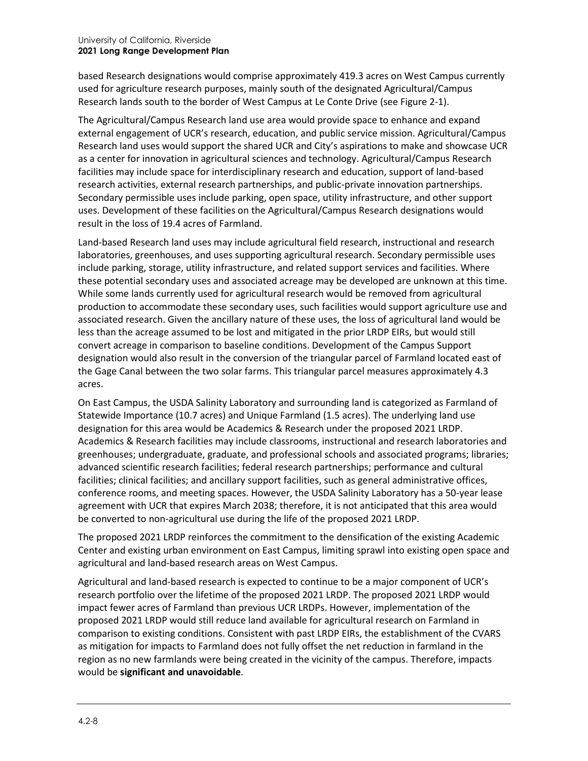based Research designations would comprise approximately 419.3 acres on West Campus currently used for agriculture research purposes, mainly south of the designated Agricultural/Campus Research lands south to the border of West Campus at Le Conte Drive (see Figure 2-1).

The Agricultural/Campus Research land use area would provide space to enhance and expand external engagement of UCR's research, education, and public service mission. Agricultural/Campus Research land uses would support the shared UCR and City's aspirations to make and showcase UCR as a center for innovation in agricultural sciences and technology. Agricultural/Campus Research facilities may include space for interdisciplinary research and education, support of land-based research activities, external research partnerships, and public-private innovation partnerships. Secondary permissible uses include parking, open space, utility infrastructure, and other support uses. Development of these facilities on the Agricultural/Campus Research designations would result in the loss of 19.4 acres of Farmland.

Land-based Research land uses may include agricultural field research, instructional and research laboratories, greenhouses, and uses supporting agricultural research. Secondary permissible uses include parking, storage, utility infrastructure, and related support services and facilities. Where these potential secondary uses and associated acreage may be developed are unknown at this time. While some lands currently used for agricultural research would be removed from agricultural production to accommodate these secondary uses, such facilities would support agriculture use and associated research. Given the ancillary nature of these uses, the loss of agricultural land would be less than the acreage assumed to be lost and mitigated in the prior LRDP EIRs, but would still convert acreage in comparison to baseline conditions. Development of the Campus Support designation would also result in the conversion of the triangular parcel of Farmland located east of the Gage Canal between the two solar farms. This triangular parcel measures approximately 4.3 acres.

On East Campus, the USDA Salinity Laboratory and surrounding land is categorized as Farmland of Statewide Importance (10.7 acres) and Unique Farmland (1.5 acres). The underlying land use designation for this area would be Academics & Research under the proposed 2021 LRDP. Academics & Research facilities may include classrooms, instructional and research laboratories and greenhouses; undergraduate, graduate, and professional schools and associated programs; libraries; advanced scientific research facilities; federal research partnerships; performance and cultural facilities; clinical facilities; and ancillary support facilities, such as general administrative offices, conference rooms, and meeting spaces. However, the USDA Salinity Laboratory has a 50-year lease agreement with UCR that expires March 2038; therefore, it is not anticipated that this area would be converted to non-agricultural use during the life of the proposed 2021 LRDP.

The proposed 2021 LRDP reinforces the commitment to the densification of the existing Academic Center and existing urban environment on East Campus, limiting sprawl into existing open space and agricultural and land-based research areas on West Campus.

Agricultural and land-based research is expected to continue to be a major component of UCR's research portfolio over the lifetime of the proposed 2021 LRDP. The proposed 2021 LRDP would impact fewer acres of Farmland than previous UCR LRDPs. However, implementation of the proposed 2021 LRDP would still reduce land available for agricultural research on Farmland in comparison to existing conditions. Consistent with past LRDP EIRs, the establishment of the CVARS as mitigation for impacts to Farmland does not fully offset the net reduction in farmland in the region as no new farmlands were being created in the vicinity of the campus. Therefore, impacts would be **significant and unavoidable**.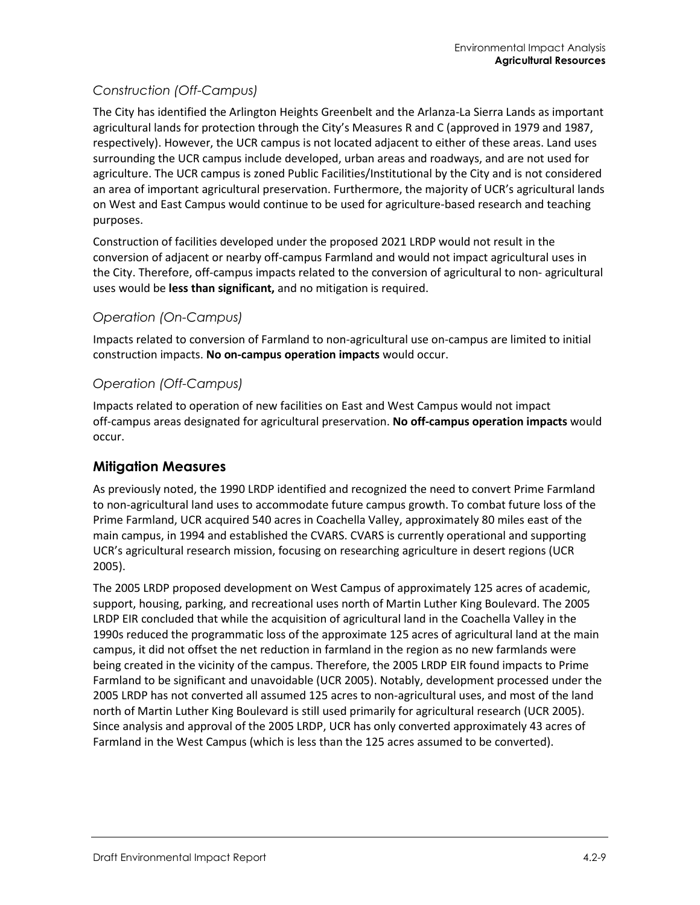### *Construction (Off-Campus)*

The City has identified the Arlington Heights Greenbelt and the Arlanza-La Sierra Lands as important agricultural lands for protection through the City's Measures R and C (approved in 1979 and 1987, respectively). However, the UCR campus is not located adjacent to either of these areas. Land uses surrounding the UCR campus include developed, urban areas and roadways, and are not used for agriculture. The UCR campus is zoned Public Facilities/Institutional by the City and is not considered an area of important agricultural preservation. Furthermore, the majority of UCR's agricultural lands on West and East Campus would continue to be used for agriculture-based research and teaching purposes.

Construction of facilities developed under the proposed 2021 LRDP would not result in the conversion of adjacent or nearby off-campus Farmland and would not impact agricultural uses in the City. Therefore, off-campus impacts related to the conversion of agricultural to non- agricultural uses would be **less than significant,** and no mitigation is required.

### *Operation (On-Campus)*

Impacts related to conversion of Farmland to non-agricultural use on-campus are limited to initial construction impacts. **No on-campus operation impacts** would occur.

### *Operation (Off-Campus)*

Impacts related to operation of new facilities on East and West Campus would not impact off-campus areas designated for agricultural preservation. **No off-campus operation impacts** would occur.

## Mitigation Measures

As previously noted, the 1990 LRDP identified and recognized the need to convert Prime Farmland to non-agricultural land uses to accommodate future campus growth. To combat future loss of the Prime Farmland, UCR acquired 540 acres in Coachella Valley, approximately 80 miles east of the main campus, in 1994 and established the CVARS. CVARS is currently operational and supporting UCR's agricultural research mission, focusing on researching agriculture in desert regions (UCR 2005).

The 2005 LRDP proposed development on West Campus of approximately 125 acres of academic, support, housing, parking, and recreational uses north of Martin Luther King Boulevard. The 2005 LRDP EIR concluded that while the acquisition of agricultural land in the Coachella Valley in the 1990s reduced the programmatic loss of the approximate 125 acres of agricultural land at the main campus, it did not offset the net reduction in farmland in the region as no new farmlands were being created in the vicinity of the campus. Therefore, the 2005 LRDP EIR found impacts to Prime Farmland to be significant and unavoidable (UCR 2005). Notably, development processed under the 2005 LRDP has not converted all assumed 125 acres to non-agricultural uses, and most of the land north of Martin Luther King Boulevard is still used primarily for agricultural research (UCR 2005). Since analysis and approval of the 2005 LRDP, UCR has only converted approximately 43 acres of Farmland in the West Campus (which is less than the 125 acres assumed to be converted).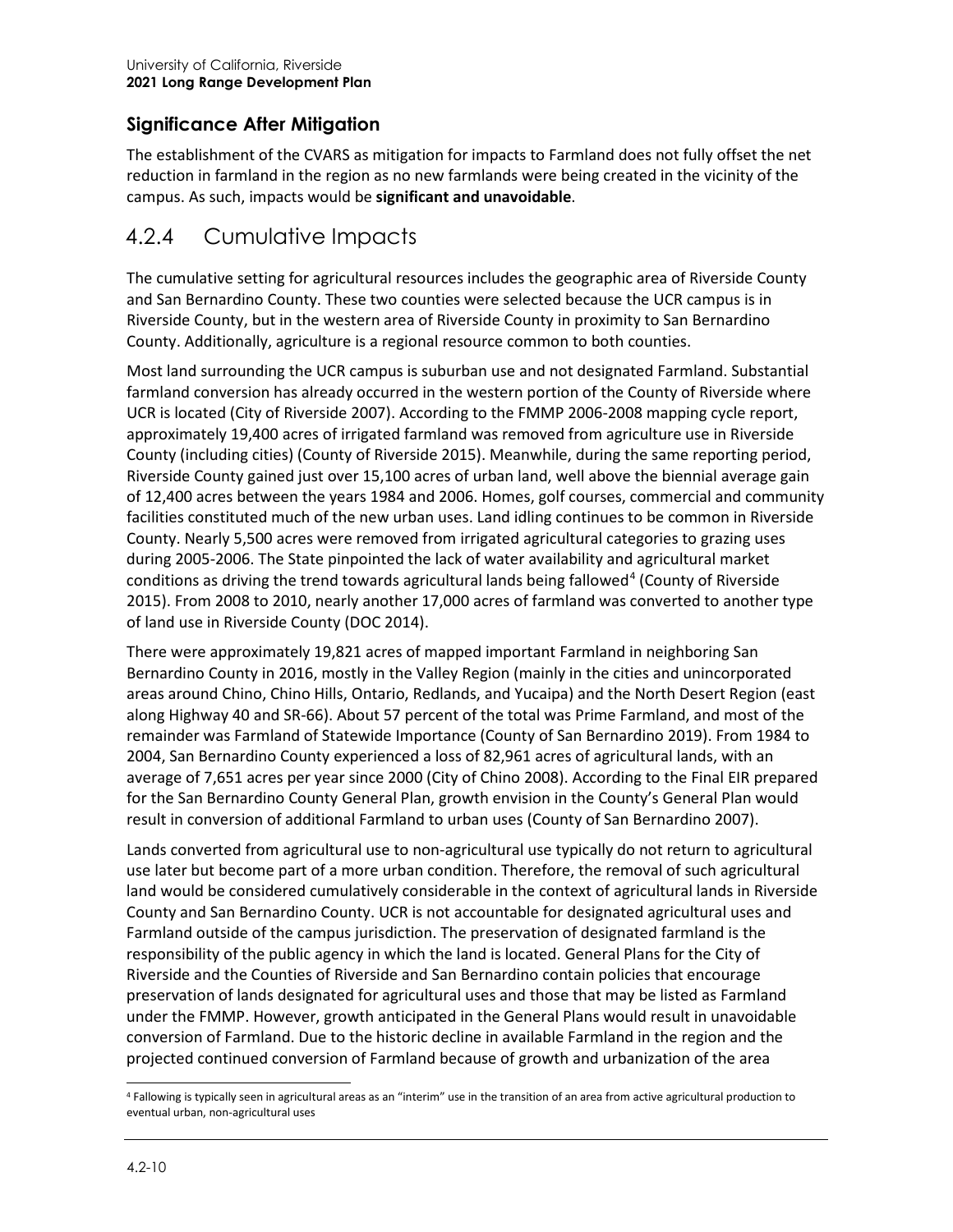### Significance After Mitigation

The establishment of the CVARS as mitigation for impacts to Farmland does not fully offset the net reduction in farmland in the region as no new farmlands were being created in the vicinity of the campus. As such, impacts would be **significant and unavoidable**.

## 4.2.4 Cumulative Impacts

The cumulative setting for agricultural resources includes the geographic area of Riverside County and San Bernardino County. These two counties were selected because the UCR campus is in Riverside County, but in the western area of Riverside County in proximity to San Bernardino County. Additionally, agriculture is a regional resource common to both counties.

Most land surrounding the UCR campus is suburban use and not designated Farmland. Substantial farmland conversion has already occurred in the western portion of the County of Riverside where UCR is located (City of Riverside 2007). According to the FMMP 2006-2008 mapping cycle report, approximately 19,400 acres of irrigated farmland was removed from agriculture use in Riverside County (including cities) (County of Riverside 2015). Meanwhile, during the same reporting period, Riverside County gained just over 15,100 acres of urban land, well above the biennial average gain of 12,400 acres between the years 1984 and 2006. Homes, golf courses, commercial and community facilities constituted much of the new urban uses. Land idling continues to be common in Riverside County. Nearly 5,500 acres were removed from irrigated agricultural categories to grazing uses during 2005-2006. The State pinpointed the lack of water availability and agricultural market conditions as driving the trend towards agricultural lands being fallowed[4] (County of Riverside 2015). From 2008 to 2010, nearly another 17,000 acres of farmland was converted to another type of land use in Riverside County (DOC 2014).

There were approximately 19,821 acres of mapped important Farmland in neighboring San Bernardino County in 2016, mostly in the Valley Region (mainly in the cities and unincorporated areas around Chino, Chino Hills, Ontario, Redlands, and Yucaipa) and the North Desert Region (east along Highway 40 and SR-66). About 57 percent of the total was Prime Farmland, and most of the remainder was Farmland of Statewide Importance (County of San Bernardino 2019). From 1984 to 2004, San Bernardino County experienced a loss of 82,961 acres of agricultural lands, with an average of 7,651 acres per year since 2000 (City of Chino 2008). According to the Final EIR prepared for the San Bernardino County General Plan, growth envision in the County's General Plan would result in conversion of additional Farmland to urban uses (County of San Bernardino 2007).

Lands converted from agricultural use to non-agricultural use typically do not return to agricultural use later but become part of a more urban condition. Therefore, the removal of such agricultural land would be considered cumulatively considerable in the context of agricultural lands in Riverside County and San Bernardino County. UCR is not accountable for designated agricultural uses and Farmland outside of the campus jurisdiction. The preservation of designated farmland is the responsibility of the public agency in which the land is located. General Plans for the City of Riverside and the Counties of Riverside and San Bernardino contain policies that encourage preservation of lands designated for agricultural uses and those that may be listed as Farmland under the FMMP. However, growth anticipated in the General Plans would result in unavoidable conversion of Farmland. Due to the historic decline in available Farmland in the region and the projected continued conversion of Farmland because of growth and urbanization of the area

[4] Fallowing is typically seen in agricultural areas as an "interim" use in the transition of an area from active agricultural production to eventual urban, non-agricultural uses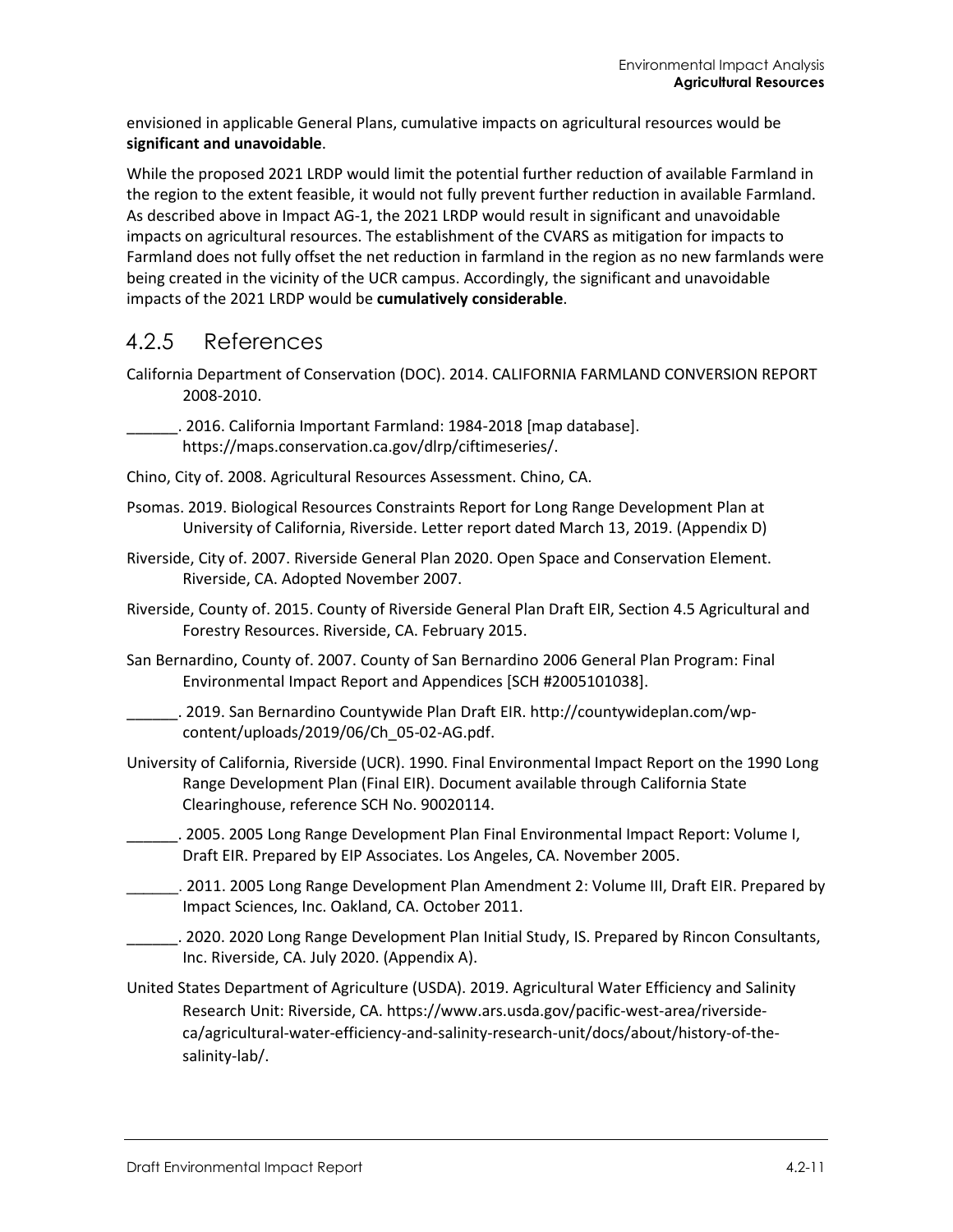envisioned in applicable General Plans, cumulative impacts on agricultural resources would be **significant and unavoidable**.

While the proposed 2021 LRDP would limit the potential further reduction of available Farmland in the region to the extent feasible, it would not fully prevent further reduction in available Farmland. As described above in Impact AG-1, the 2021 LRDP would result in significant and unavoidable impacts on agricultural resources. The establishment of the CVARS as mitigation for impacts to Farmland does not fully offset the net reduction in farmland in the region as no new farmlands were being created in the vicinity of the UCR campus. Accordingly, the significant and unavoidable impacts of the 2021 LRDP would be **cumulatively considerable**.

## 4.2.5 References

California Department of Conservation (DOC). 2014. CALIFORNIA FARMLAND CONVERSION REPORT 2008-2010.

______. 2016. California Important Farmland: 1984-2018 [map database]. https://maps.conservation.ca.gov/dlrp/ciftimeseries/.

Chino, City of. 2008. Agricultural Resources Assessment. Chino, CA.

Psomas. 2019. Biological Resources Constraints Report for Long Range Development Plan at University of California, Riverside. Letter report dated March 13, 2019. (Appendix D)

Riverside, City of. 2007. Riverside General Plan 2020. Open Space and Conservation Element. Riverside, CA. Adopted November 2007.

Riverside, County of. 2015. County of Riverside General Plan Draft EIR, Section 4.5 Agricultural and Forestry Resources. Riverside, CA. February 2015.

San Bernardino, County of. 2007. County of San Bernardino 2006 General Plan Program: Final Environmental Impact Report and Appendices [SCH #2005101038].

______. 2019. San Bernardino Countywide Plan Draft EIR. http://countywideplan.com/wp-content/uploads/2019/06/Ch_05-02-AG.pdf.

University of California, Riverside (UCR). 1990. Final Environmental Impact Report on the 1990 Long Range Development Plan (Final EIR). Document available through California State Clearinghouse, reference SCH No. 90020114.

______. 2005. 2005 Long Range Development Plan Final Environmental Impact Report: Volume I, Draft EIR. Prepared by EIP Associates. Los Angeles, CA. November 2005.

______. 2011. 2005 Long Range Development Plan Amendment 2: Volume III, Draft EIR. Prepared by Impact Sciences, Inc. Oakland, CA. October 2011.

______. 2020. 2020 Long Range Development Plan Initial Study, IS. Prepared by Rincon Consultants, Inc. Riverside, CA. July 2020. (Appendix A).

United States Department of Agriculture (USDA). 2019. Agricultural Water Efficiency and Salinity Research Unit: Riverside, CA. https://www.ars.usda.gov/pacific-west-area/riverside-ca/agricultural-water-efficiency-and-salinity-research-unit/docs/about/history-of-the-salinity-lab/.